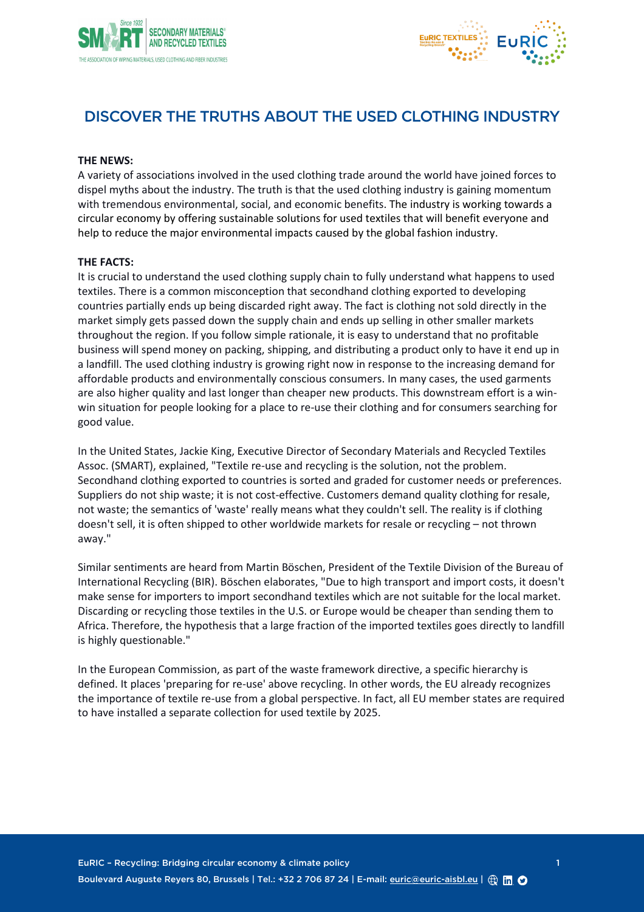# DISCOVER THE TRUTHS ABOUT THE USED CLOTHING INDUSTRY

**THE NEWS:**

A variety of associations involved in the used clothing trade around the world have joined forces to dispel myths about the industry. The truth is that the used clothing industry is gaining momentum with tremendous environmental, social, and economic benefits. The industry is working towards a circular economy by offering sustainable solutions for used textiles that will benefit everyone and help to reduce the major environmental impacts caused by the global fashion industry.

**THE FACTS:**

It is crucial to understand the used clothing supply chain to fully understand what happens to used textiles. There is a common misconception that secondhand clothing exported to developing countries partially ends up being discarded right away. The fact is clothing not sold directly in the market simply gets passed down the supply chain and ends up selling in other smaller markets throughout the region. If you follow simple rationale, it is easy to understand that no profitable business will spend money on packing, shipping, and distributing a product only to have it end up in a landfill. The used clothing industry is growing right now in response to the increasing demand for affordable products and environmentally conscious consumers. In many cases, the used garments are also higher quality and last longer than cheaper new products. This downstream effort is a win-win situation for people looking for a place to re-use their clothing and for consumers searching for good value.

In the United States, Jackie King, Executive Director of Secondary Materials and Recycled Textiles Assoc. (SMART), explained, "Textile re-use and recycling is the solution, not the problem. Secondhand clothing exported to countries is sorted and graded for customer needs or preferences. Suppliers do not ship waste; it is not cost-effective. Customers demand quality clothing for resale, not waste; the semantics of 'waste' really means what they couldn't sell. The reality is if clothing doesn't sell, it is often shipped to other worldwide markets for resale or recycling – not thrown away."

Similar sentiments are heard from Martin Böschen, President of the Textile Division of the Bureau of International Recycling (BIR). Böschen elaborates, "Due to high transport and import costs, it doesn't make sense for importers to import secondhand textiles which are not suitable for the local market. Discarding or recycling those textiles in the U.S. or Europe would be cheaper than sending them to Africa. Therefore, the hypothesis that a large fraction of the imported textiles goes directly to landfill is highly questionable."

In the European Commission, as part of the waste framework directive, a specific hierarchy is defined. It places 'preparing for re-use' above recycling. In other words, the EU already recognizes the importance of textile re-use from a global perspective. In fact, all EU member states are required to have installed a separate collection for used textile by 2025.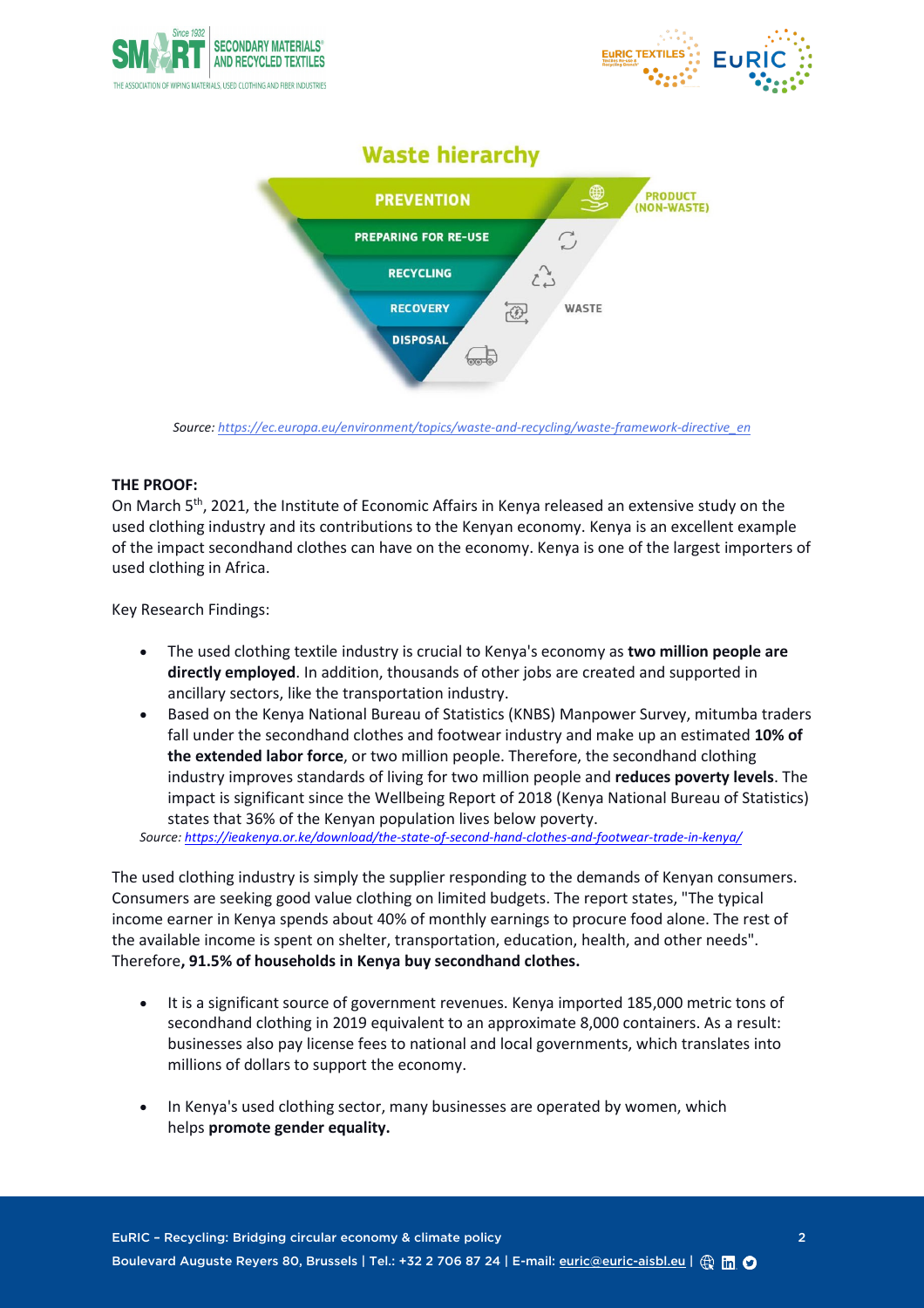## Waste hierarchy

- PREVENTION — PRODUCT (NON-WASTE)
- PREPARING FOR RE-USE
- RECYCLING
- RECOVERY — WASTE
- DISPOSAL

*Source: https://ec.europa.eu/environment/topics/waste-and-recycling/waste-framework-directive_en*

**THE PROOF:**

On March 5th, 2021, the Institute of Economic Affairs in Kenya released an extensive study on the used clothing industry and its contributions to the Kenyan economy. Kenya is an excellent example of the impact secondhand clothes can have on the economy. Kenya is one of the largest importers of used clothing in Africa.

Key Research Findings:

- The used clothing textile industry is crucial to Kenya's economy as **two million people are directly employed**. In addition, thousands of other jobs are created and supported in ancillary sectors, like the transportation industry.
- Based on the Kenya National Bureau of Statistics (KNBS) Manpower Survey, mitumba traders fall under the secondhand clothes and footwear industry and make up an estimated **10% of the extended labor force**, or two million people. Therefore, the secondhand clothing industry improves standards of living for two million people and **reduces poverty levels**. The impact is significant since the Wellbeing Report of 2018 (Kenya National Bureau of Statistics) states that 36% of the Kenyan population lives below poverty.

*Source: https://ieakenya.or.ke/download/the-state-of-second-hand-clothes-and-footwear-trade-in-kenya/*

The used clothing industry is simply the supplier responding to the demands of Kenyan consumers. Consumers are seeking good value clothing on limited budgets. The report states, "The typical income earner in Kenya spends about 40% of monthly earnings to procure food alone. The rest of the available income is spent on shelter, transportation, education, health, and other needs". Therefore**, 91.5% of households in Kenya buy secondhand clothes.**

- It is a significant source of government revenues. Kenya imported 185,000 metric tons of secondhand clothing in 2019 equivalent to an approximate 8,000 containers. As a result: businesses also pay license fees to national and local governments, which translates into millions of dollars to support the economy.

- In Kenya's used clothing sector, many businesses are operated by women, which helps **promote gender equality.**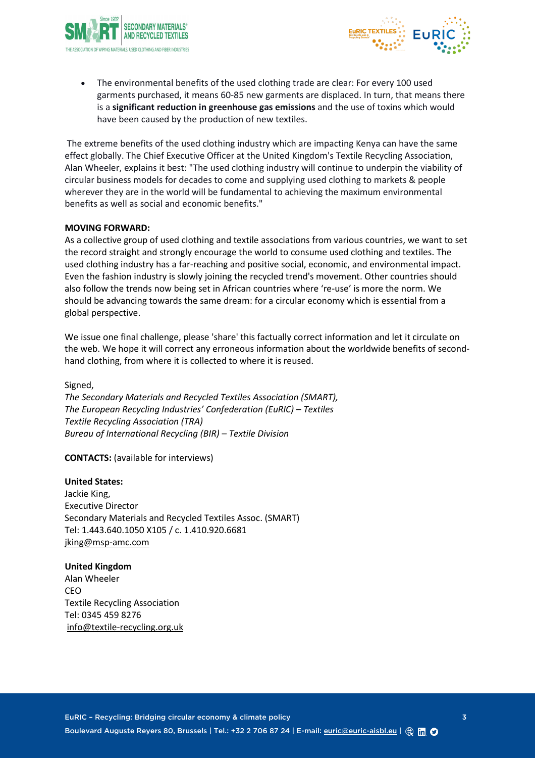- The environmental benefits of the used clothing trade are clear: For every 100 used garments purchased, it means 60-85 new garments are displaced. In turn, that means there is a **significant reduction in greenhouse gas emissions** and the use of toxins which would have been caused by the production of new textiles.

The extreme benefits of the used clothing industry which are impacting Kenya can have the same effect globally. The Chief Executive Officer at the United Kingdom's Textile Recycling Association, Alan Wheeler, explains it best: "The used clothing industry will continue to underpin the viability of circular business models for decades to come and supplying used clothing to markets & people wherever they are in the world will be fundamental to achieving the maximum environmental benefits as well as social and economic benefits."

**MOVING FORWARD:**

As a collective group of used clothing and textile associations from various countries, we want to set the record straight and strongly encourage the world to consume used clothing and textiles. The used clothing industry has a far-reaching and positive social, economic, and environmental impact. Even the fashion industry is slowly joining the recycled trend's movement. Other countries should also follow the trends now being set in African countries where 're-use' is more the norm. We should be advancing towards the same dream: for a circular economy which is essential from a global perspective.

We issue one final challenge, please 'share' this factually correct information and let it circulate on the web. We hope it will correct any erroneous information about the worldwide benefits of second-hand clothing, from where it is collected to where it is reused.

Signed,

*The Secondary Materials and Recycled Textiles Association (SMART),*
*The European Recycling Industries' Confederation (EuRIC) – Textiles*
*Textile Recycling Association (TRA)*
*Bureau of International Recycling (BIR) – Textile Division*

**CONTACTS:** (available for interviews)

**United States:**
Jackie King,
Executive Director
Secondary Materials and Recycled Textiles Assoc. (SMART)
Tel: 1.443.640.1050 X105 / c. 1.410.920.6681
jking@msp-amc.com

**United Kingdom**
Alan Wheeler
CEO
Textile Recycling Association
Tel: 0345 459 8276
info@textile-recycling.org.uk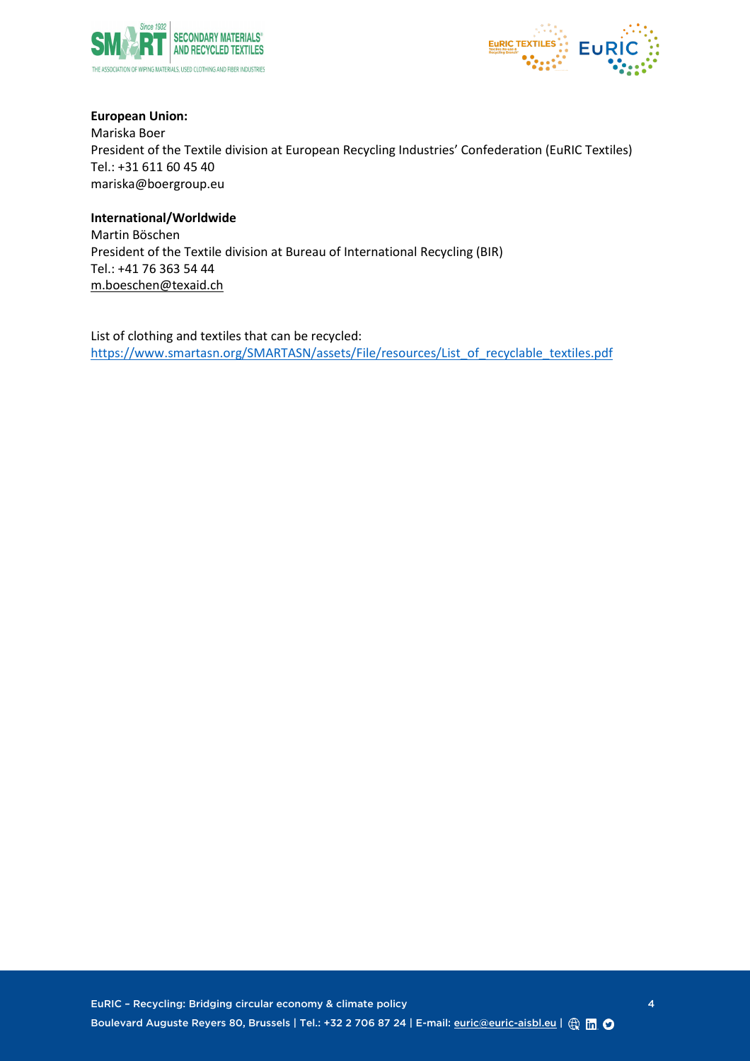**European Union:**
Mariska Boer
President of the Textile division at European Recycling Industries' Confederation (EuRIC Textiles)
Tel.: +31 611 60 45 40
mariska@boergroup.eu

**International/Worldwide**
Martin Böschen
President of the Textile division at Bureau of International Recycling (BIR)
Tel.: +41 76 363 54 44
m.boeschen@texaid.ch

List of clothing and textiles that can be recycled:
https://www.smartasn.org/SMARTASN/assets/File/resources/List_of_recyclable_textiles.pdf